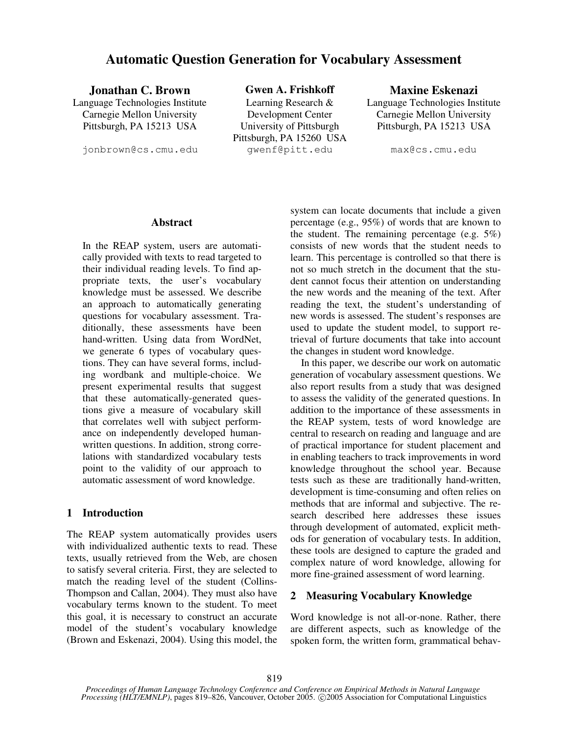# Automatic Question Generation for Vocabulary Assessment

**Jonathan C. Brown**
Language Technologies Institute
Carnegie Mellon University
Pittsburgh, PA 15213 USA
jonbrown@cs.cmu.edu

**Gwen A. Frishkoff**
Learning Research & Development Center
University of Pittsburgh
Pittsburgh, PA 15260 USA
gwenf@pitt.edu

**Maxine Eskenazi**
Language Technologies Institute
Carnegie Mellon University
Pittsburgh, PA 15213 USA
max@cs.cmu.edu

## Abstract

In the REAP system, users are automatically provided with texts to read targeted to their individual reading levels. To find appropriate texts, the user's vocabulary knowledge must be assessed. We describe an approach to automatically generating questions for vocabulary assessment. Traditionally, these assessments have been hand-written. Using data from WordNet, we generate 6 types of vocabulary questions. They can have several forms, including wordbank and multiple-choice. We present experimental results that suggest that these automatically-generated questions give a measure of vocabulary skill that correlates well with subject performance on independently developed human-written questions. In addition, strong correlations with standardized vocabulary tests point to the validity of our approach to automatic assessment of word knowledge.

## 1 Introduction

The REAP system automatically provides users with individualized authentic texts to read. These texts, usually retrieved from the Web, are chosen to satisfy several criteria. First, they are selected to match the reading level of the student (Collins-Thompson and Callan, 2004). They must also have vocabulary terms known to the student. To meet this goal, it is necessary to construct an accurate model of the student's vocabulary knowledge (Brown and Eskenazi, 2004). Using this model, the system can locate documents that include a given percentage (e.g., 95%) of words that are known to the student. The remaining percentage (e.g. 5%) consists of new words that the student needs to learn. This percentage is controlled so that there is not so much stretch in the document that the student cannot focus their attention on understanding the new words and the meaning of the text. After reading the text, the student's understanding of new words is assessed. The student's responses are used to update the student model, to support retrieval of furture documents that take into account the changes in student word knowledge.

In this paper, we describe our work on automatic generation of vocabulary assessment questions. We also report results from a study that was designed to assess the validity of the generated questions. In addition to the importance of these assessments in the REAP system, tests of word knowledge are central to research on reading and language and are of practical importance for student placement and in enabling teachers to track improvements in word knowledge throughout the school year. Because tests such as these are traditionally hand-written, development is time-consuming and often relies on methods that are informal and subjective. The research described here addresses these issues through development of automated, explicit methods for generation of vocabulary tests. In addition, these tools are designed to capture the graded and complex nature of word knowledge, allowing for more fine-grained assessment of word learning.

## 2 Measuring Vocabulary Knowledge

Word knowledge is not all-or-none. Rather, there are different aspects, such as knowledge of the spoken form, the written form, grammatical behav-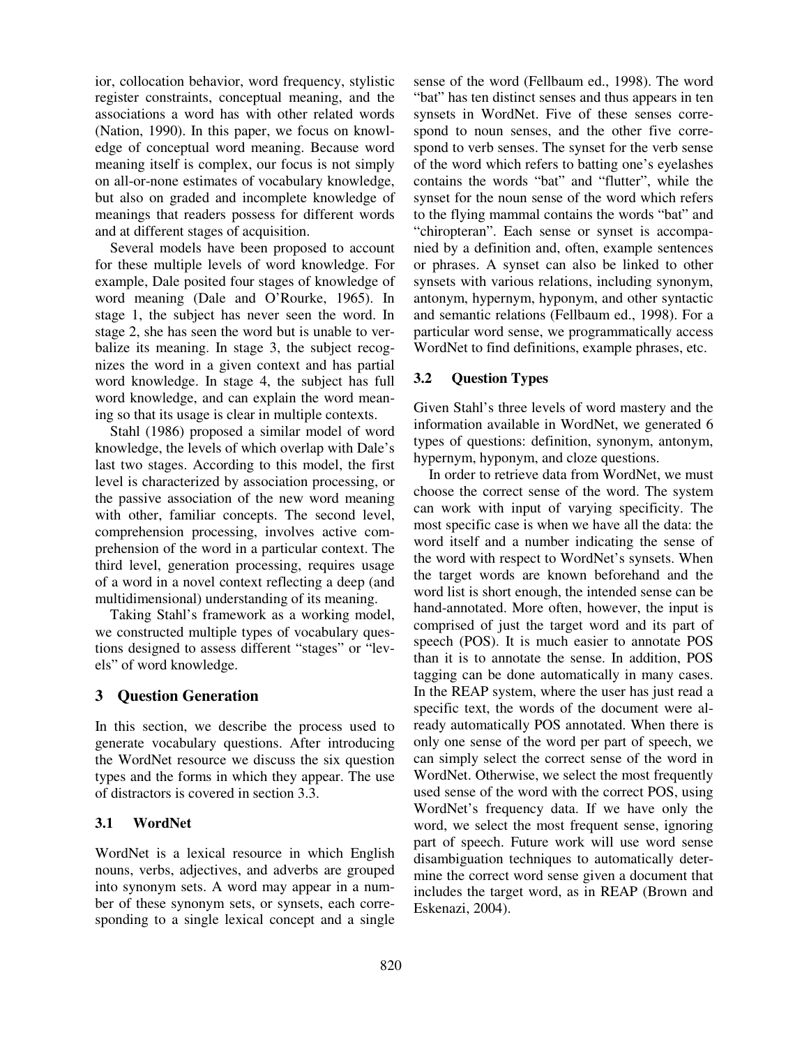ior, collocation behavior, word frequency, stylistic register constraints, conceptual meaning, and the associations a word has with other related words (Nation, 1990). In this paper, we focus on knowledge of conceptual word meaning. Because word meaning itself is complex, our focus is not simply on all-or-none estimates of vocabulary knowledge, but also on graded and incomplete knowledge of meanings that readers possess for different words and at different stages of acquisition.

Several models have been proposed to account for these multiple levels of word knowledge. For example, Dale posited four stages of knowledge of word meaning (Dale and O'Rourke, 1965). In stage 1, the subject has never seen the word. In stage 2, she has seen the word but is unable to verbalize its meaning. In stage 3, the subject recognizes the word in a given context and has partial word knowledge. In stage 4, the subject has full word knowledge, and can explain the word meaning so that its usage is clear in multiple contexts.

Stahl (1986) proposed a similar model of word knowledge, the levels of which overlap with Dale's last two stages. According to this model, the first level is characterized by association processing, or the passive association of the new word meaning with other, familiar concepts. The second level, comprehension processing, involves active comprehension of the word in a particular context. The third level, generation processing, requires usage of a word in a novel context reflecting a deep (and multidimensional) understanding of its meaning.

Taking Stahl's framework as a working model, we constructed multiple types of vocabulary questions designed to assess different "stages" or "levels" of word knowledge.

## 3 Question Generation

In this section, we describe the process used to generate vocabulary questions. After introducing the WordNet resource we discuss the six question types and the forms in which they appear. The use of distractors is covered in section 3.3.

### 3.1 WordNet

WordNet is a lexical resource in which English nouns, verbs, adjectives, and adverbs are grouped into synonym sets. A word may appear in a number of these synonym sets, or synsets, each corresponding to a single lexical concept and a single sense of the word (Fellbaum ed., 1998). The word "bat" has ten distinct senses and thus appears in ten synsets in WordNet. Five of these senses correspond to noun senses, and the other five correspond to verb senses. The synset for the verb sense of the word which refers to batting one's eyelashes contains the words "bat" and "flutter", while the synset for the noun sense of the word which refers to the flying mammal contains the words "bat" and "chiropteran". Each sense or synset is accompanied by a definition and, often, example sentences or phrases. A synset can also be linked to other synsets with various relations, including synonym, antonym, hypernym, hyponym, and other syntactic and semantic relations (Fellbaum ed., 1998). For a particular word sense, we programmatically access WordNet to find definitions, example phrases, etc.

### 3.2 Question Types

Given Stahl's three levels of word mastery and the information available in WordNet, we generated 6 types of questions: definition, synonym, antonym, hypernym, hyponym, and cloze questions.

In order to retrieve data from WordNet, we must choose the correct sense of the word. The system can work with input of varying specificity. The most specific case is when we have all the data: the word itself and a number indicating the sense of the word with respect to WordNet's synsets. When the target words are known beforehand and the word list is short enough, the intended sense can be hand-annotated. More often, however, the input is comprised of just the target word and its part of speech (POS). It is much easier to annotate POS than it is to annotate the sense. In addition, POS tagging can be done automatically in many cases. In the REAP system, where the user has just read a specific text, the words of the document were already automatically POS annotated. When there is only one sense of the word per part of speech, we can simply select the correct sense of the word in WordNet. Otherwise, we select the most frequently used sense of the word with the correct POS, using WordNet's frequency data. If we have only the word, we select the most frequent sense, ignoring part of speech. Future work will use word sense disambiguation techniques to automatically determine the correct word sense given a document that includes the target word, as in REAP (Brown and Eskenazi, 2004).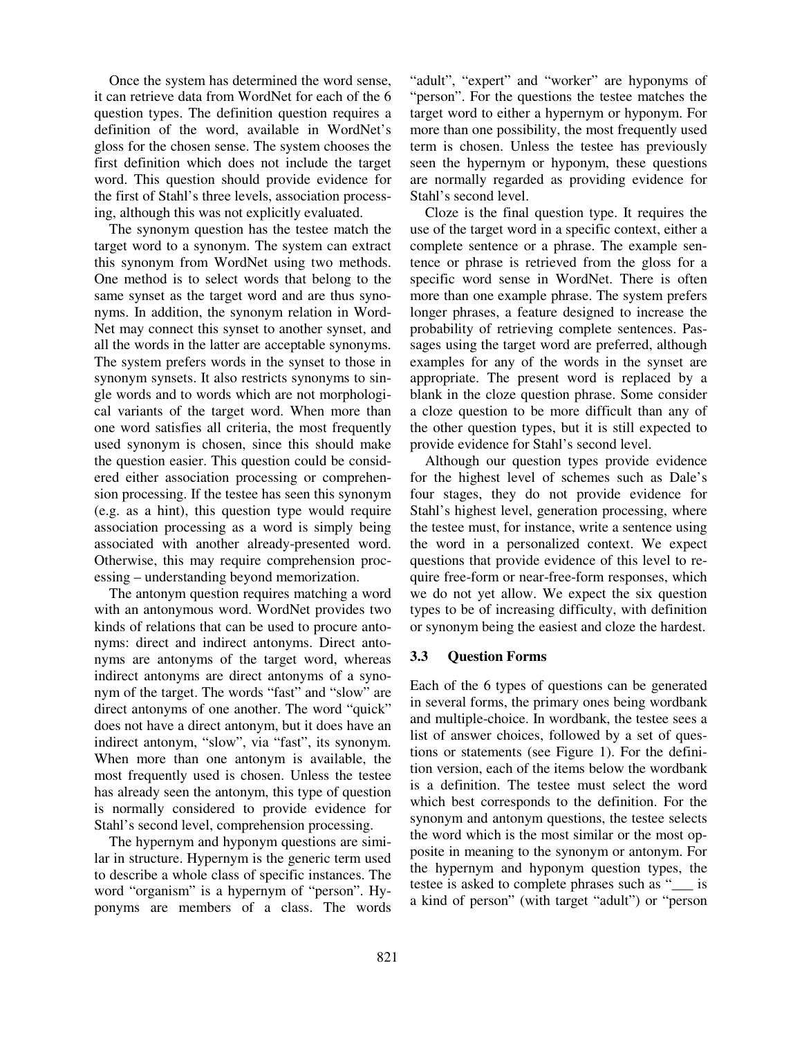Once the system has determined the word sense, it can retrieve data from WordNet for each of the 6 question types. The definition question requires a definition of the word, available in WordNet's gloss for the chosen sense. The system chooses the first definition which does not include the target word. This question should provide evidence for the first of Stahl's three levels, association processing, although this was not explicitly evaluated.

The synonym question has the testee match the target word to a synonym. The system can extract this synonym from WordNet using two methods. One method is to select words that belong to the same synset as the target word and are thus synonyms. In addition, the synonym relation in WordNet may connect this synset to another synset, and all the words in the latter are acceptable synonyms. The system prefers words in the synset to those in synonym synsets. It also restricts synonyms to single words and to words which are not morphological variants of the target word. When more than one word satisfies all criteria, the most frequently used synonym is chosen, since this should make the question easier. This question could be considered either association processing or comprehension processing. If the testee has seen this synonym (e.g. as a hint), this question type would require association processing as a word is simply being associated with another already-presented word. Otherwise, this may require comprehension processing – understanding beyond memorization.

The antonym question requires matching a word with an antonymous word. WordNet provides two kinds of relations that can be used to procure antonyms: direct and indirect antonyms. Direct antonyms are antonyms of the target word, whereas indirect antonyms are direct antonyms of a synonym of the target. The words "fast" and "slow" are direct antonyms of one another. The word "quick" does not have a direct antonym, but it does have an indirect antonym, "slow", via "fast", its synonym. When more than one antonym is available, the most frequently used is chosen. Unless the testee has already seen the antonym, this type of question is normally considered to provide evidence for Stahl's second level, comprehension processing.

The hypernym and hyponym questions are similar in structure. Hypernym is the generic term used to describe a whole class of specific instances. The word "organism" is a hypernym of "person". Hyponyms are members of a class. The words "adult", "expert" and "worker" are hyponyms of "person". For the questions the testee matches the target word to either a hypernym or hyponym. For more than one possibility, the most frequently used term is chosen. Unless the testee has previously seen the hypernym or hyponym, these questions are normally regarded as providing evidence for Stahl's second level.

Cloze is the final question type. It requires the use of the target word in a specific context, either a complete sentence or a phrase. The example sentence or phrase is retrieved from the gloss for a specific word sense in WordNet. There is often more than one example phrase. The system prefers longer phrases, a feature designed to increase the probability of retrieving complete sentences. Passages using the target word are preferred, although examples for any of the words in the synset are appropriate. The present word is replaced by a blank in the cloze question phrase. Some consider a cloze question to be more difficult than any of the other question types, but it is still expected to provide evidence for Stahl's second level.

Although our question types provide evidence for the highest level of schemes such as Dale's four stages, they do not provide evidence for Stahl's highest level, generation processing, where the testee must, for instance, write a sentence using the word in a personalized context. We expect questions that provide evidence of this level to require free-form or near-free-form responses, which we do not yet allow. We expect the six question types to be of increasing difficulty, with definition or synonym being the easiest and cloze the hardest.

### 3.3 Question Forms

Each of the 6 types of questions can be generated in several forms, the primary ones being wordbank and multiple-choice. In wordbank, the testee sees a list of answer choices, followed by a set of questions or statements (see Figure 1). For the definition version, each of the items below the wordbank is a definition. The testee must select the word which best corresponds to the definition. For the synonym and antonym questions, the testee selects the word which is the most similar or the most opposite in meaning to the synonym or antonym. For the hypernym and hyponym question types, the testee is asked to complete phrases such as "___ is a kind of person" (with target "adult") or "person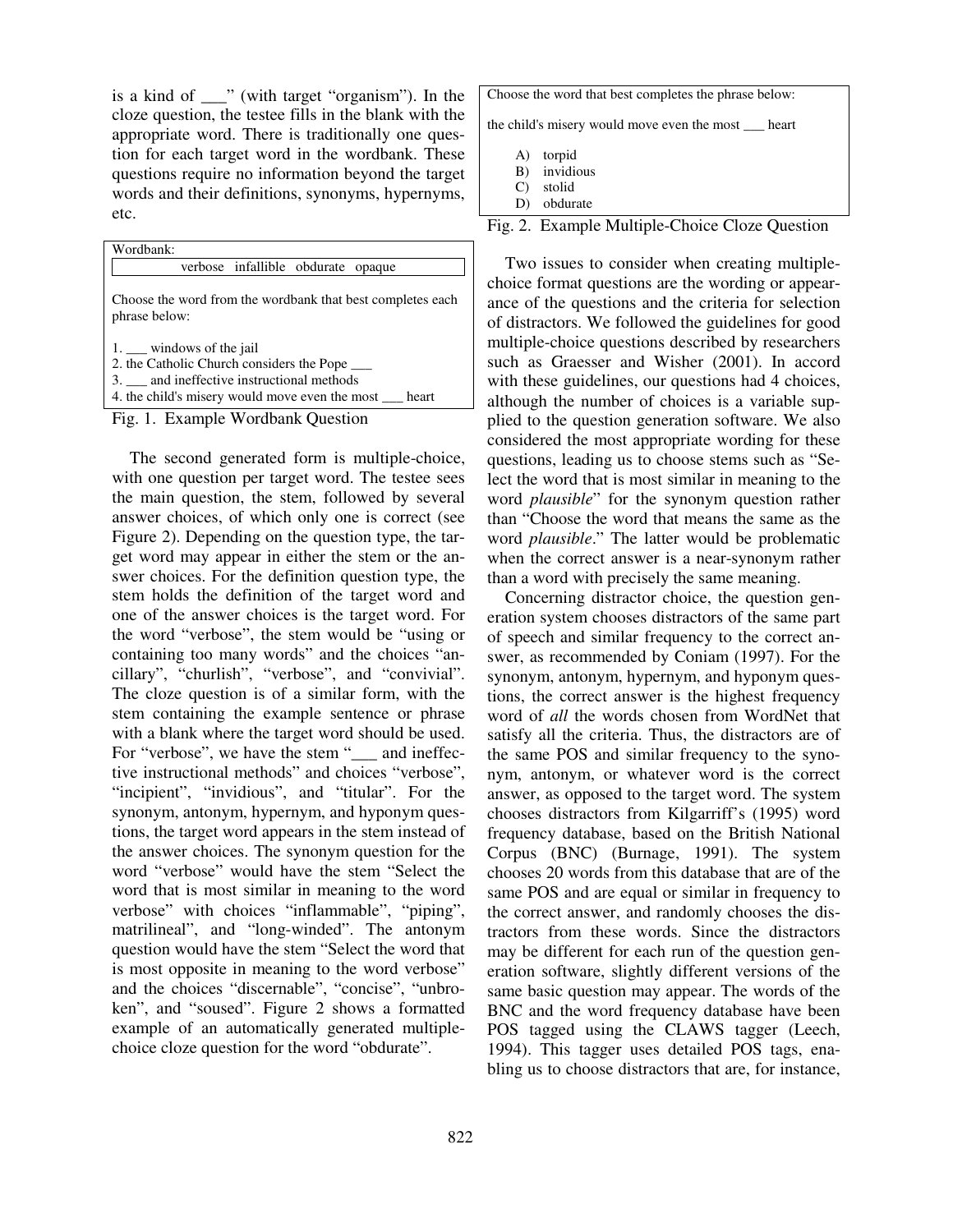is a kind of ___" (with target "organism"). In the cloze question, the testee fills in the blank with the appropriate word. There is traditionally one question for each target word in the wordbank. These questions require no information beyond the target words and their definitions, synonyms, hypernyms, etc.

> Wordbank:
>
> verbose infallible obdurate opaque
>
> Choose the word from the wordbank that best completes each phrase below:
>
> 1. ___ windows of the jail
> 2. the Catholic Church considers the Pope ___
> 3. ___ and ineffective instructional methods
> 4. the child's misery would move even the most ___ heart

Fig. 1. Example Wordbank Question

The second generated form is multiple-choice, with one question per target word. The testee sees the main question, the stem, followed by several answer choices, of which only one is correct (see Figure 2). Depending on the question type, the target word may appear in either the stem or the answer choices. For the definition question type, the stem holds the definition of the target word and one of the answer choices is the target word. For the word "verbose", the stem would be "using or containing too many words" and the choices "ancillary", "churlish", "verbose", and "convivial". The cloze question is of a similar form, with the stem containing the example sentence or phrase with a blank where the target word should be used. For "verbose", we have the stem "___ and ineffective instructional methods" and choices "verbose", "incipient", "invidious", and "titular". For the synonym, antonym, hypernym, and hyponym questions, the target word appears in the stem instead of the answer choices. The synonym question for the word "verbose" would have the stem "Select the word that is most similar in meaning to the word verbose" with choices "inflammable", "piping", matrilineal", and "long-winded". The antonym question would have the stem "Select the word that is most opposite in meaning to the word verbose" and the choices "discernable", "concise", "unbroken", and "soused". Figure 2 shows a formatted example of an automatically generated multiple-choice cloze question for the word "obdurate".

> Choose the word that best completes the phrase below:
>
> the child's misery would move even the most ___ heart
>
> A) torpid
> B) invidious
> C) stolid
> D) obdurate

Fig. 2. Example Multiple-Choice Cloze Question

Two issues to consider when creating multiple-choice format questions are the wording or appearance of the questions and the criteria for selection of distractors. We followed the guidelines for good multiple-choice questions described by researchers such as Graesser and Wisher (2001). In accord with these guidelines, our questions had 4 choices, although the number of choices is a variable supplied to the question generation software. We also considered the most appropriate wording for these questions, leading us to choose stems such as "Select the word that is most similar in meaning to the word *plausible*" for the synonym question rather than "Choose the word that means the same as the word *plausible*." The latter would be problematic when the correct answer is a near-synonym rather than a word with precisely the same meaning.

Concerning distractor choice, the question generation system chooses distractors of the same part of speech and similar frequency to the correct answer, as recommended by Coniam (1997). For the synonym, antonym, hypernym, and hyponym questions, the correct answer is the highest frequency word of *all* the words chosen from WordNet that satisfy all the criteria. Thus, the distractors are of the same POS and similar frequency to the synonym, antonym, or whatever word is the correct answer, as opposed to the target word. The system chooses distractors from Kilgarriff's (1995) word frequency database, based on the British National Corpus (BNC) (Burnage, 1991). The system chooses 20 words from this database that are of the same POS and are equal or similar in frequency to the correct answer, and randomly chooses the distractors from these words. Since the distractors may be different for each run of the question generation software, slightly different versions of the same basic question may appear. The words of the BNC and the word frequency database have been POS tagged using the CLAWS tagger (Leech, 1994). This tagger uses detailed POS tags, enabling us to choose distractors that are, for instance,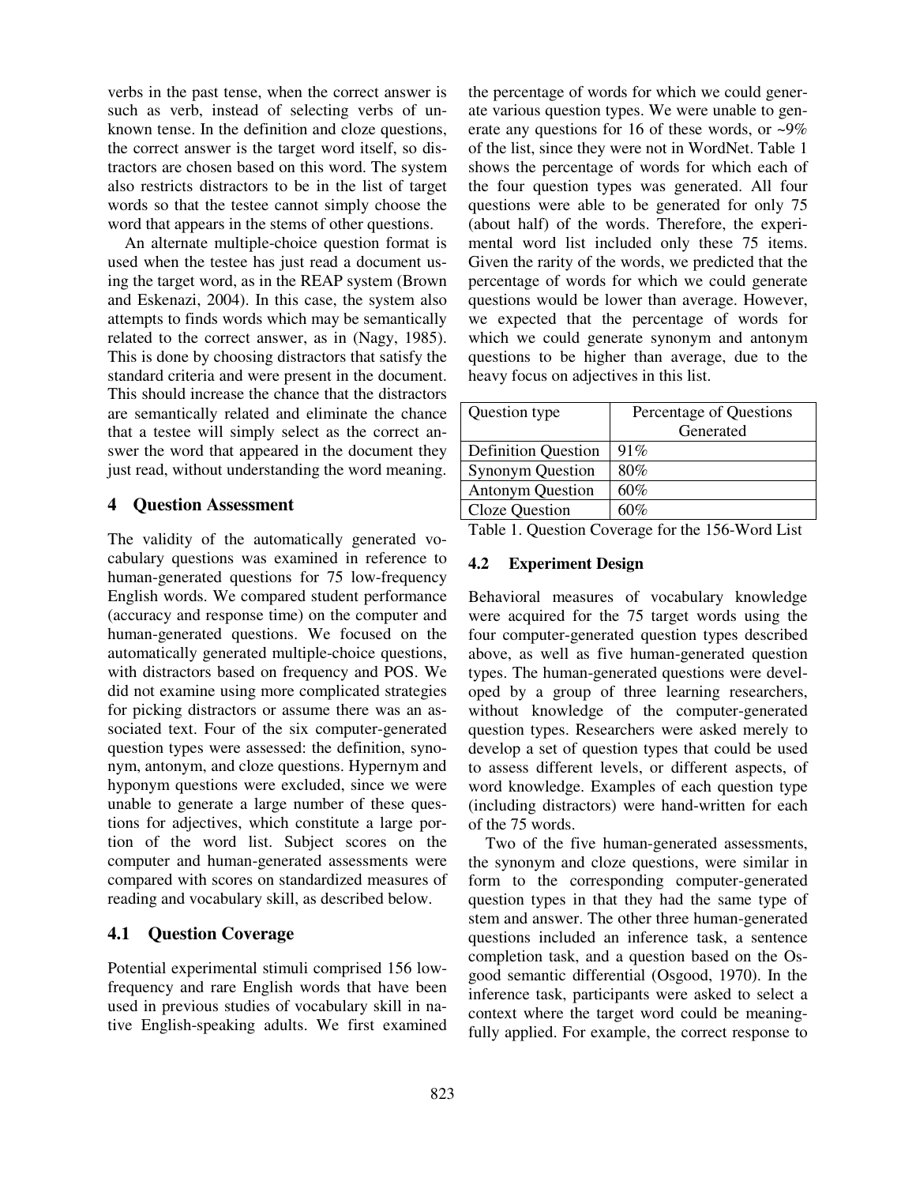verbs in the past tense, when the correct answer is such as verb, instead of selecting verbs of unknown tense. In the definition and cloze questions, the correct answer is the target word itself, so distractors are chosen based on this word. The system also restricts distractors to be in the list of target words so that the testee cannot simply choose the word that appears in the stems of other questions.

An alternate multiple-choice question format is used when the testee has just read a document using the target word, as in the REAP system (Brown and Eskenazi, 2004). In this case, the system also attempts to finds words which may be semantically related to the correct answer, as in (Nagy, 1985). This is done by choosing distractors that satisfy the standard criteria and were present in the document. This should increase the chance that the distractors are semantically related and eliminate the chance that a testee will simply select as the correct answer the word that appeared in the document they just read, without understanding the word meaning.

## 4 Question Assessment

The validity of the automatically generated vocabulary questions was examined in reference to human-generated questions for 75 low-frequency English words. We compared student performance (accuracy and response time) on the computer and human-generated questions. We focused on the automatically generated multiple-choice questions, with distractors based on frequency and POS. We did not examine using more complicated strategies for picking distractors or assume there was an associated text. Four of the six computer-generated question types were assessed: the definition, synonym, antonym, and cloze questions. Hypernym and hyponym questions were excluded, since we were unable to generate a large number of these questions for adjectives, which constitute a large portion of the word list. Subject scores on the computer and human-generated assessments were compared with scores on standardized measures of reading and vocabulary skill, as described below.

### 4.1 Question Coverage

Potential experimental stimuli comprised 156 low-frequency and rare English words that have been used in previous studies of vocabulary skill in native English-speaking adults. We first examined the percentage of words for which we could generate various question types. We were unable to generate any questions for 16 of these words, or ~9% of the list, since they were not in WordNet. Table 1 shows the percentage of words for which each of the four question types was generated. All four questions were able to be generated for only 75 (about half) of the words. Therefore, the experimental word list included only these 75 items. Given the rarity of the words, we predicted that the percentage of words for which we could generate questions would be lower than average. However, we expected that the percentage of words for which we could generate synonym and antonym questions to be higher than average, due to the heavy focus on adjectives in this list.

| Question type | Percentage of Questions Generated |
|---|---|
| Definition Question | 91% |
| Synonym Question | 80% |
| Antonym Question | 60% |
| Cloze Question | 60% |

Table 1. Question Coverage for the 156-Word List

### 4.2 Experiment Design

Behavioral measures of vocabulary knowledge were acquired for the 75 target words using the four computer-generated question types described above, as well as five human-generated question types. The human-generated questions were developed by a group of three learning researchers, without knowledge of the computer-generated question types. Researchers were asked merely to develop a set of question types that could be used to assess different levels, or different aspects, of word knowledge. Examples of each question type (including distractors) were hand-written for each of the 75 words.

Two of the five human-generated assessments, the synonym and cloze questions, were similar in form to the corresponding computer-generated question types in that they had the same type of stem and answer. The other three human-generated questions included an inference task, a sentence completion task, and a question based on the Osgood semantic differential (Osgood, 1970). In the inference task, participants were asked to select a context where the target word could be meaningfully applied. For example, the correct response to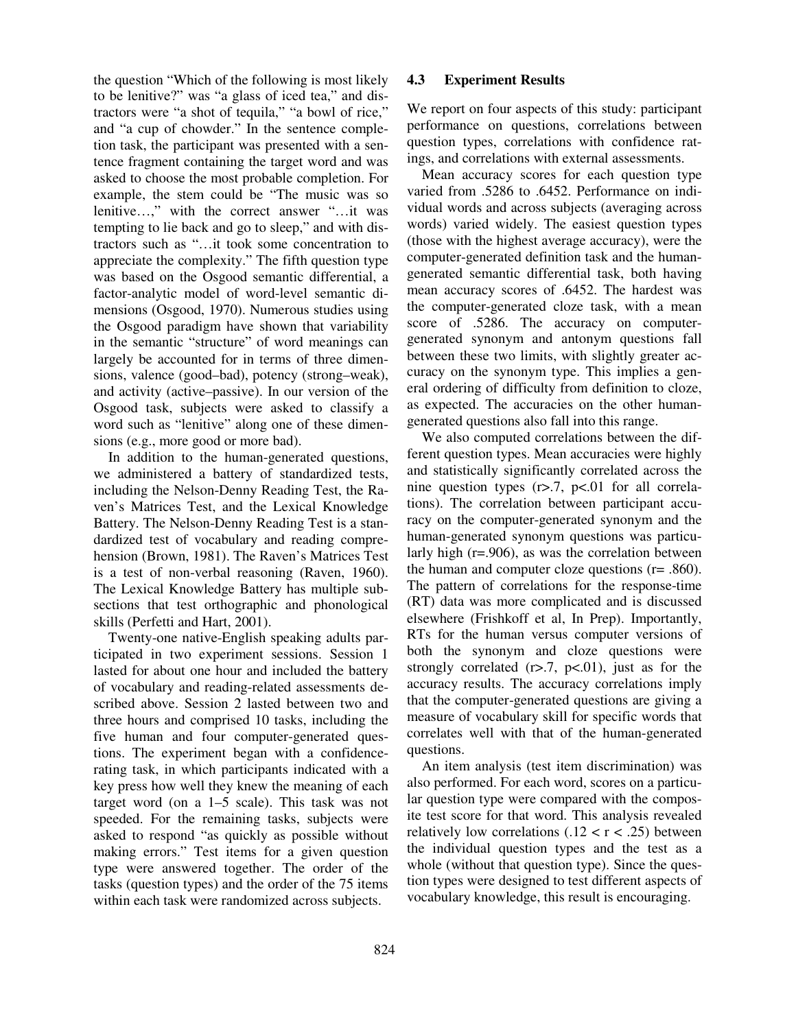the question "Which of the following is most likely to be lenitive?" was "a glass of iced tea," and distractors were "a shot of tequila," "a bowl of rice," and "a cup of chowder." In the sentence completion task, the participant was presented with a sentence fragment containing the target word and was asked to choose the most probable completion. For example, the stem could be "The music was so lenitive…," with the correct answer "…it was tempting to lie back and go to sleep," and with distractors such as "…it took some concentration to appreciate the complexity." The fifth question type was based on the Osgood semantic differential, a factor-analytic model of word-level semantic dimensions (Osgood, 1970). Numerous studies using the Osgood paradigm have shown that variability in the semantic "structure" of word meanings can largely be accounted for in terms of three dimensions, valence (good–bad), potency (strong–weak), and activity (active–passive). In our version of the Osgood task, subjects were asked to classify a word such as "lenitive" along one of these dimensions (e.g., more good or more bad).

In addition to the human-generated questions, we administered a battery of standardized tests, including the Nelson-Denny Reading Test, the Raven's Matrices Test, and the Lexical Knowledge Battery. The Nelson-Denny Reading Test is a standardized test of vocabulary and reading comprehension (Brown, 1981). The Raven's Matrices Test is a test of non-verbal reasoning (Raven, 1960). The Lexical Knowledge Battery has multiple subsections that test orthographic and phonological skills (Perfetti and Hart, 2001).

Twenty-one native-English speaking adults participated in two experiment sessions. Session 1 lasted for about one hour and included the battery of vocabulary and reading-related assessments described above. Session 2 lasted between two and three hours and comprised 10 tasks, including the five human and four computer-generated questions. The experiment began with a confidence-rating task, in which participants indicated with a key press how well they knew the meaning of each target word (on a 1–5 scale). This task was not speeded. For the remaining tasks, subjects were asked to respond "as quickly as possible without making errors." Test items for a given question type were answered together. The order of the tasks (question types) and the order of the 75 items within each task were randomized across subjects.

### 4.3 Experiment Results

We report on four aspects of this study: participant performance on questions, correlations between question types, correlations with confidence ratings, and correlations with external assessments.

Mean accuracy scores for each question type varied from .5286 to .6452. Performance on individual words and across subjects (averaging across words) varied widely. The easiest question types (those with the highest average accuracy), were the computer-generated definition task and the human-generated semantic differential task, both having mean accuracy scores of .6452. The hardest was the computer-generated cloze task, with a mean score of .5286. The accuracy on computer-generated synonym and antonym questions fall between these two limits, with slightly greater accuracy on the synonym type. This implies a general ordering of difficulty from definition to cloze, as expected. The accuracies on the other human-generated questions also fall into this range.

We also computed correlations between the different question types. Mean accuracies were highly and statistically significantly correlated across the nine question types ($r > .7$, $p < .01$ for all correlations). The correlation between participant accuracy on the computer-generated synonym and the human-generated synonym questions was particularly high ($r = .906$), as was the correlation between the human and computer cloze questions ($r = .860$). The pattern of correlations for the response-time (RT) data was more complicated and is discussed elsewhere (Frishkoff et al, In Prep). Importantly, RTs for the human versus computer versions of both the synonym and cloze questions were strongly correlated ($r > .7$, $p < .01$), just as for the accuracy results. The accuracy correlations imply that the computer-generated questions are giving a measure of vocabulary skill for specific words that correlates well with that of the human-generated questions.

An item analysis (test item discrimination) was also performed. For each word, scores on a particular question type were compared with the composite test score for that word. This analysis revealed relatively low correlations ($.12 < r < .25$) between the individual question types and the test as a whole (without that question type). Since the question types were designed to test different aspects of vocabulary knowledge, this result is encouraging.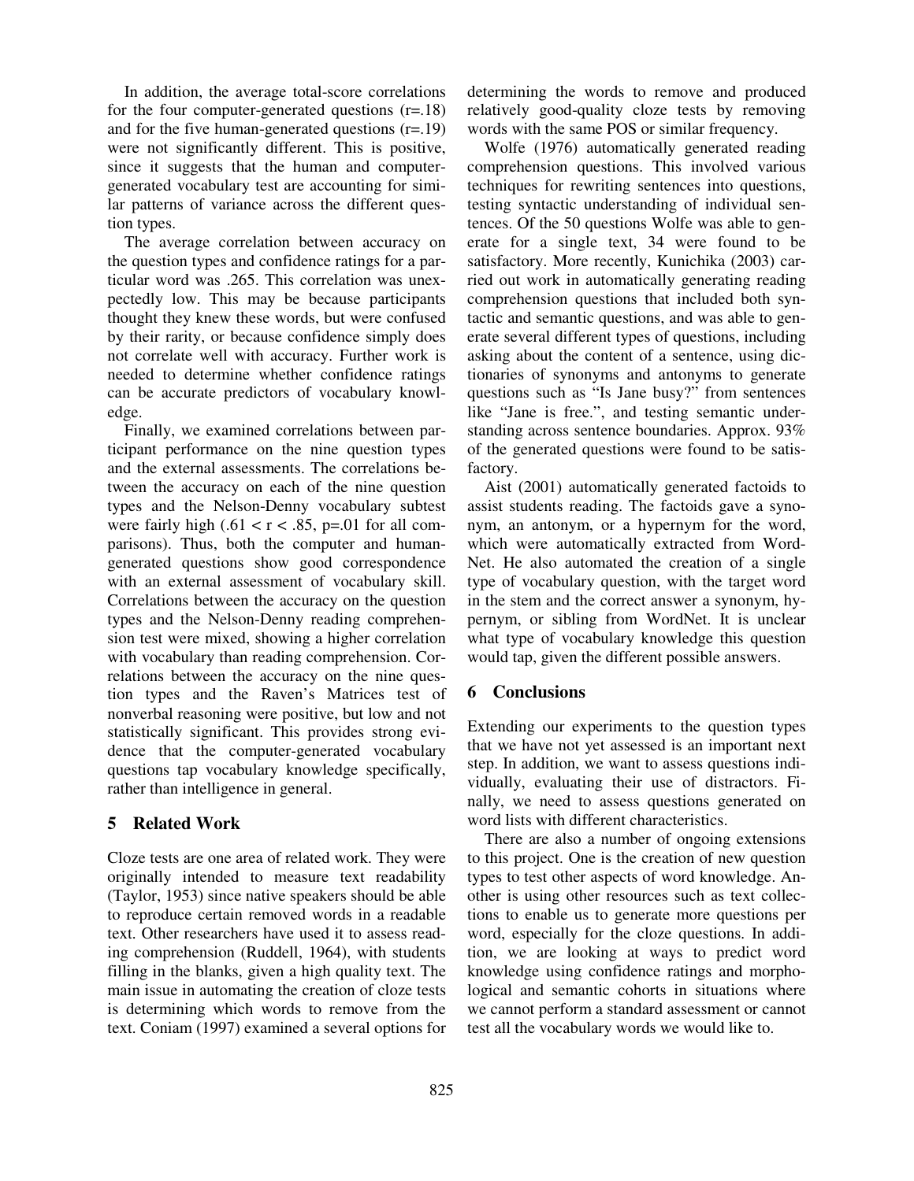In addition, the average total-score correlations for the four computer-generated questions (r=.18) and for the five human-generated questions (r=.19) were not significantly different. This is positive, since it suggests that the human and computer-generated vocabulary test are accounting for similar patterns of variance across the different question types.

The average correlation between accuracy on the question types and confidence ratings for a particular word was .265. This correlation was unexpectedly low. This may be because participants thought they knew these words, but were confused by their rarity, or because confidence simply does not correlate well with accuracy. Further work is needed to determine whether confidence ratings can be accurate predictors of vocabulary knowledge.

Finally, we examined correlations between participant performance on the nine question types and the external assessments. The correlations between the accuracy on each of the nine question types and the Nelson-Denny vocabulary subtest were fairly high ($.61 < r < .85$, p=.01 for all comparisons). Thus, both the computer and human-generated questions show good correspondence with an external assessment of vocabulary skill. Correlations between the accuracy on the question types and the Nelson-Denny reading comprehension test were mixed, showing a higher correlation with vocabulary than reading comprehension. Correlations between the accuracy on the nine question types and the Raven's Matrices test of nonverbal reasoning were positive, but low and not statistically significant. This provides strong evidence that the computer-generated vocabulary questions tap vocabulary knowledge specifically, rather than intelligence in general.

## 5 Related Work

Cloze tests are one area of related work. They were originally intended to measure text readability (Taylor, 1953) since native speakers should be able to reproduce certain removed words in a readable text. Other researchers have used it to assess reading comprehension (Ruddell, 1964), with students filling in the blanks, given a high quality text. The main issue in automating the creation of cloze tests is determining which words to remove from the text. Coniam (1997) examined a several options for determining the words to remove and produced relatively good-quality cloze tests by removing words with the same POS or similar frequency.

Wolfe (1976) automatically generated reading comprehension questions. This involved various techniques for rewriting sentences into questions, testing syntactic understanding of individual sentences. Of the 50 questions Wolfe was able to generate for a single text, 34 were found to be satisfactory. More recently, Kunichika (2003) carried out work in automatically generating reading comprehension questions that included both syntactic and semantic questions, and was able to generate several different types of questions, including asking about the content of a sentence, using dictionaries of synonyms and antonyms to generate questions such as "Is Jane busy?" from sentences like "Jane is free.", and testing semantic understanding across sentence boundaries. Approx. 93% of the generated questions were found to be satisfactory.

Aist (2001) automatically generated factoids to assist students reading. The factoids gave a synonym, an antonym, or a hypernym for the word, which were automatically extracted from WordNet. He also automated the creation of a single type of vocabulary question, with the target word in the stem and the correct answer a synonym, hypernym, or sibling from WordNet. It is unclear what type of vocabulary knowledge this question would tap, given the different possible answers.

## 6 Conclusions

Extending our experiments to the question types that we have not yet assessed is an important next step. In addition, we want to assess questions individually, evaluating their use of distractors. Finally, we need to assess questions generated on word lists with different characteristics.

There are also a number of ongoing extensions to this project. One is the creation of new question types to test other aspects of word knowledge. Another is using other resources such as text collections to enable us to generate more questions per word, especially for the cloze questions. In addition, we are looking at ways to predict word knowledge using confidence ratings and morphological and semantic cohorts in situations where we cannot perform a standard assessment or cannot test all the vocabulary words we would like to.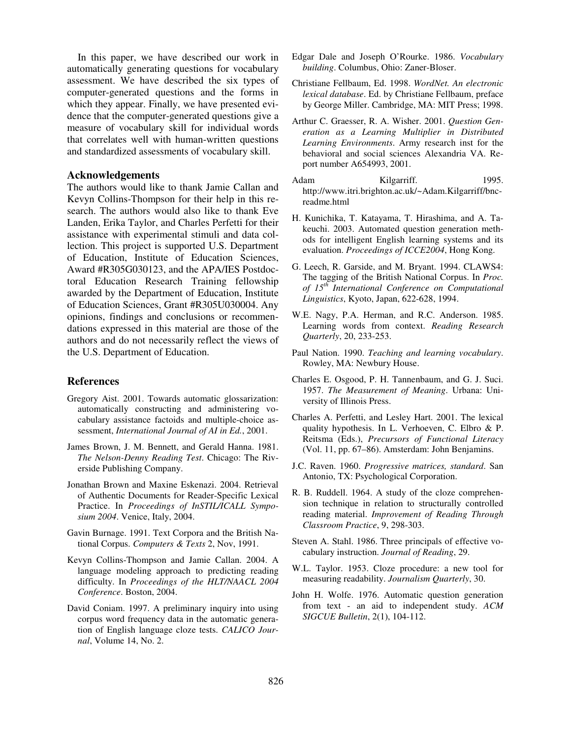In this paper, we have described our work in automatically generating questions for vocabulary assessment. We have described the six types of computer-generated questions and the forms in which they appear. Finally, we have presented evidence that the computer-generated questions give a measure of vocabulary skill for individual words that correlates well with human-written questions and standardized assessments of vocabulary skill.

### Acknowledgements

The authors would like to thank Jamie Callan and Kevyn Collins-Thompson for their help in this research. The authors would also like to thank Eve Landen, Erika Taylor, and Charles Perfetti for their assistance with experimental stimuli and data collection. This project is supported U.S. Department of Education, Institute of Education Sciences, Award #R305G030123, and the APA/IES Postdoctoral Education Research Training fellowship awarded by the Department of Education, Institute of Education Sciences, Grant #R305U030004. Any opinions, findings and conclusions or recommendations expressed in this material are those of the authors and do not necessarily reflect the views of the U.S. Department of Education.

## References

Gregory Aist. 2001. Towards automatic glossarization: automatically constructing and administering vocabulary assistance factoids and multiple-choice assessment, *International Journal of AI in Ed.*, 2001.

James Brown, J. M. Bennett, and Gerald Hanna. 1981. *The Nelson-Denny Reading Test*. Chicago: The Riverside Publishing Company.

Jonathan Brown and Maxine Eskenazi. 2004. Retrieval of Authentic Documents for Reader-Specific Lexical Practice. In *Proceedings of InSTIL/ICALL Symposium 2004*. Venice, Italy, 2004.

Gavin Burnage. 1991. Text Corpora and the British National Corpus. *Computers & Texts* 2, Nov, 1991.

Kevyn Collins-Thompson and Jamie Callan. 2004. A language modeling approach to predicting reading difficulty. In *Proceedings of the HLT/NAACL 2004 Conference*. Boston, 2004.

David Coniam. 1997. A preliminary inquiry into using corpus word frequency data in the automatic generation of English language cloze tests. *CALICO Journal*, Volume 14, No. 2.

Edgar Dale and Joseph O'Rourke. 1986. *Vocabulary building*. Columbus, Ohio: Zaner-Bloser.

Christiane Fellbaum, Ed. 1998. *WordNet. An electronic lexical database*. Ed. by Christiane Fellbaum, preface by George Miller. Cambridge, MA: MIT Press; 1998.

Arthur C. Graesser, R. A. Wisher. 2001. *Question Generation as a Learning Multiplier in Distributed Learning Environments*. Army research inst for the behavioral and social sciences Alexandria VA. Report number A654993, 2001.

Adam Kilgarriff. 1995. http://www.itri.brighton.ac.uk/~Adam.Kilgarriff/bnc-readme.html

H. Kunichika, T. Katayama, T. Hirashima, and A. Takeuchi. 2003. Automated question generation methods for intelligent English learning systems and its evaluation. *Proceedings of ICCE2004*, Hong Kong.

G. Leech, R. Garside, and M. Bryant. 1994. CLAWS4: The tagging of the British National Corpus. In *Proc. of 15th International Conference on Computational Linguistics*, Kyoto, Japan, 622-628, 1994.

W.E. Nagy, P.A. Herman, and R.C. Anderson. 1985. Learning words from context. *Reading Research Quarterly*, 20, 233-253.

Paul Nation. 1990. *Teaching and learning vocabulary*. Rowley, MA: Newbury House.

Charles E. Osgood, P. H. Tannenbaum, and G. J. Suci. 1957. *The Measurement of Meaning*. Urbana: University of Illinois Press.

Charles A. Perfetti, and Lesley Hart. 2001. The lexical quality hypothesis. In L. Verhoeven, C. Elbro & P. Reitsma (Eds.), *Precursors of Functional Literacy* (Vol. 11, pp. 67–86). Amsterdam: John Benjamins.

J.C. Raven. 1960. *Progressive matrices, standard*. San Antonio, TX: Psychological Corporation.

R. B. Ruddell. 1964. A study of the cloze comprehension technique in relation to structurally controlled reading material. *Improvement of Reading Through Classroom Practice*, 9, 298-303.

Steven A. Stahl. 1986. Three principals of effective vocabulary instruction. *Journal of Reading*, 29.

W.L. Taylor. 1953. Cloze procedure: a new tool for measuring readability. *Journalism Quarterly*, 30.

John H. Wolfe. 1976. Automatic question generation from text - an aid to independent study. *ACM SIGCUE Bulletin*, 2(1), 104-112.